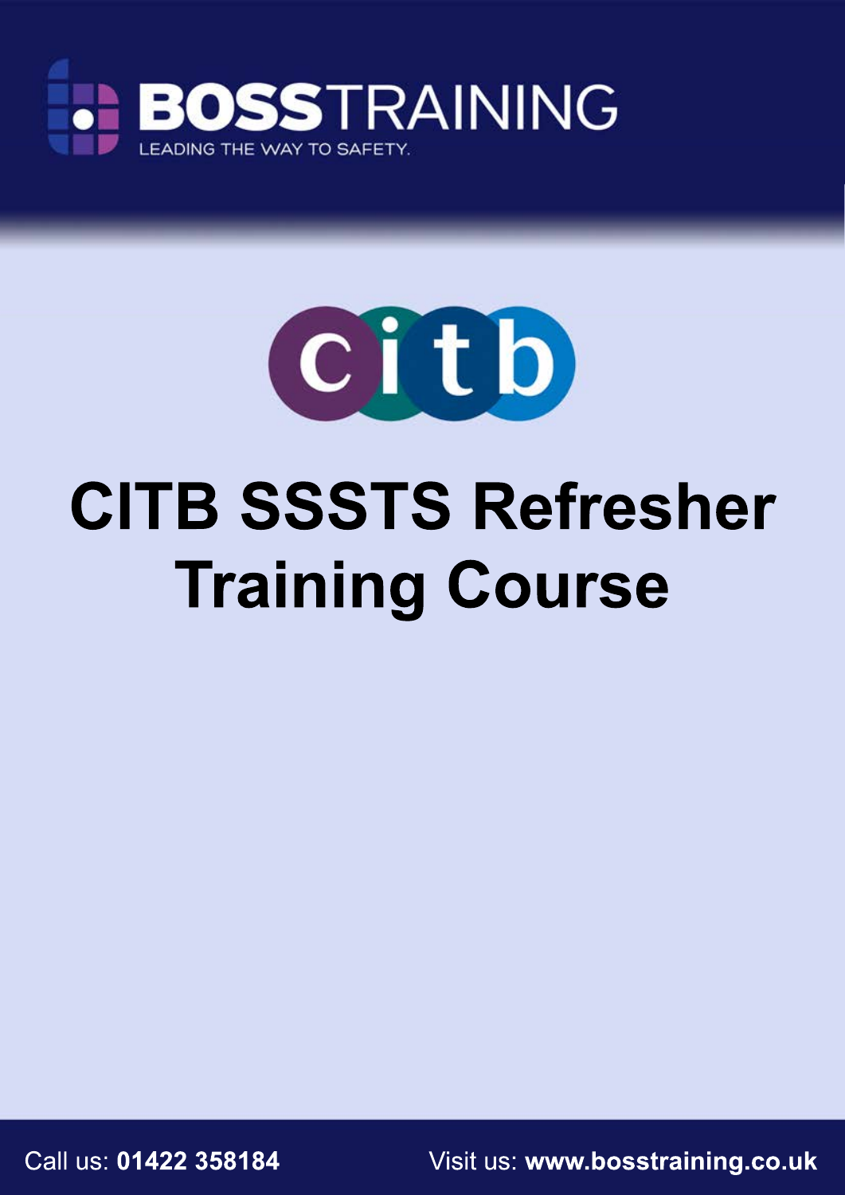BOSSTRAINING

LEADING THE WAY TO SAFETY.

citb

# CITB SSSTS Refresher Training Course

Call us: **01422 358184**

Visit us: **www.bosstraining.co.uk**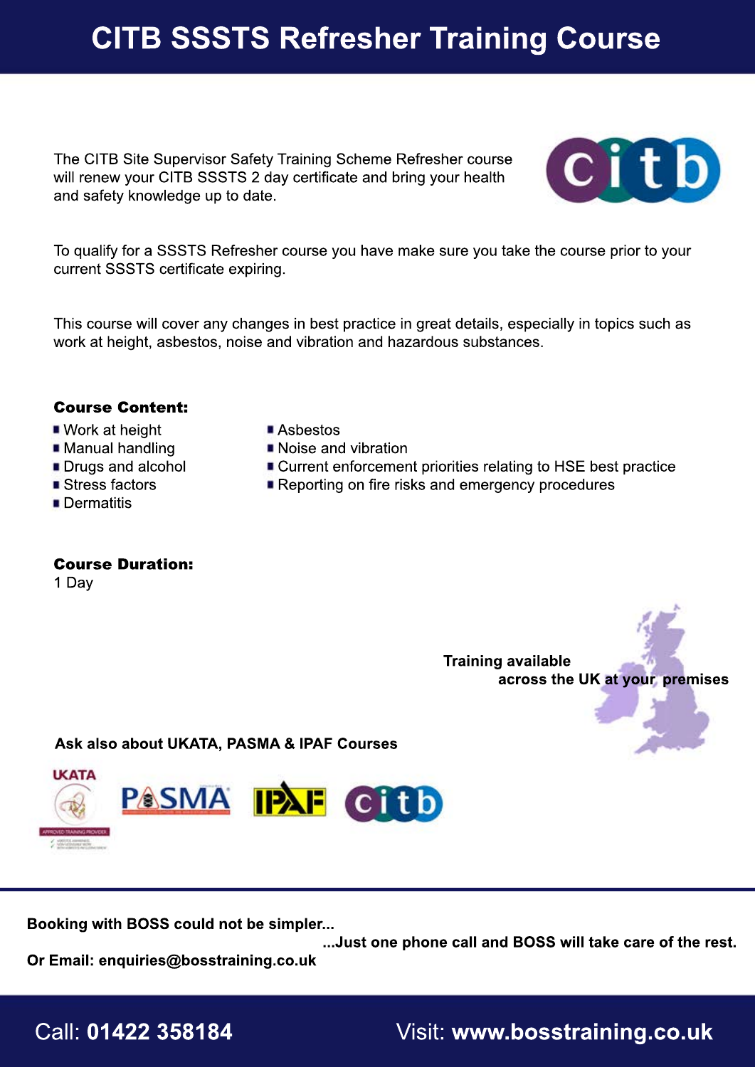# CITB SSSTS Refresher Training Course

The CITB Site Supervisor Safety Training Scheme Refresher course will renew your CITB SSSTS 2 day certificate and bring your health and safety knowledge up to date.

To qualify for a SSSTS Refresher course you have make sure you take the course prior to your current SSSTS certificate expiring.

This course will cover any changes in best practice in great details, especially in topics such as work at height, asbestos, noise and vibration and hazardous substances.

**Course Content:**

- Work at height
- Manual handling
- Drugs and alcohol
- Stress factors
- Dermatitis
- Asbestos
- Noise and vibration
- Current enforcement priorities relating to HSE best practice
- Reporting on fire risks and emergency procedures

**Course Duration:**
1 Day

**Training available across the UK at your premises**

**Ask also about UKATA, PASMA & IPAF Courses**

**Booking with BOSS could not be simpler...**
**...Just one phone call and BOSS will take care of the rest.**
**Or Email: enquiries@bosstraining.co.uk**

Call: **01422 358184** Visit: **www.bosstraining.co.uk**